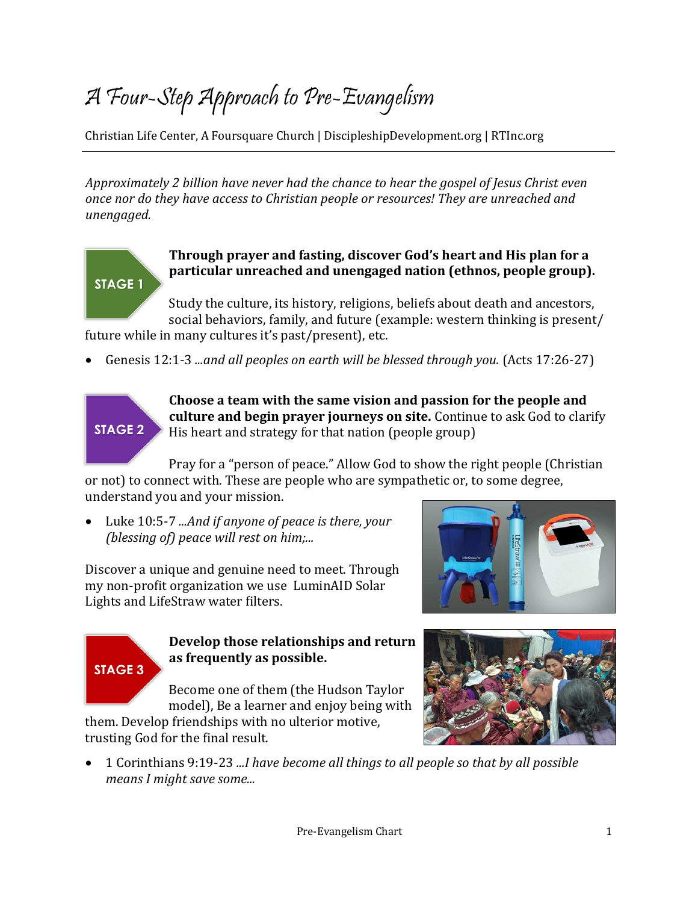# A Four-Step Approach to Pre-Evangelism

Christian Life Center, A Foursquare Church | DiscipleshipDevelopment.org | RTInc.org

---

*Approximately 2 billion have never had the chance to hear the gospel of Jesus Christ even once nor do they have access to Christian people or resources! They are unreached and unengaged.*

## STAGE 1

**Through prayer and fasting, discover God's heart and His plan for a particular unreached and unengaged nation (ethnos, people group).**

Study the culture, its history, religions, beliefs about death and ancestors, social behaviors, family, and future (example: western thinking is present/ future while in many cultures it's past/present), etc.

- Genesis 12:1-3 *...and all peoples on earth will be blessed through you.* (Acts 17:26-27)

## STAGE 2

**Choose a team with the same vision and passion for the people and culture and begin prayer journeys on site.** Continue to ask God to clarify His heart and strategy for that nation (people group)

Pray for a "person of peace." Allow God to show the right people (Christian or not) to connect with. These are people who are sympathetic or, to some degree, understand you and your mission.

- Luke 10:5-7 *...And if anyone of peace is there, your (blessing of) peace will rest on him;...*

Discover a unique and genuine need to meet. Through my non-profit organization we use LuminAID Solar Lights and LifeStraw water filters.

## STAGE 3

**Develop those relationships and return as frequently as possible.**

Become one of them (the Hudson Taylor model), Be a learner and enjoy being with them. Develop friendships with no ulterior motive, trusting God for the final result.

- 1 Corinthians 9:19-23 *...I have become all things to all people so that by all possible means I might save some...*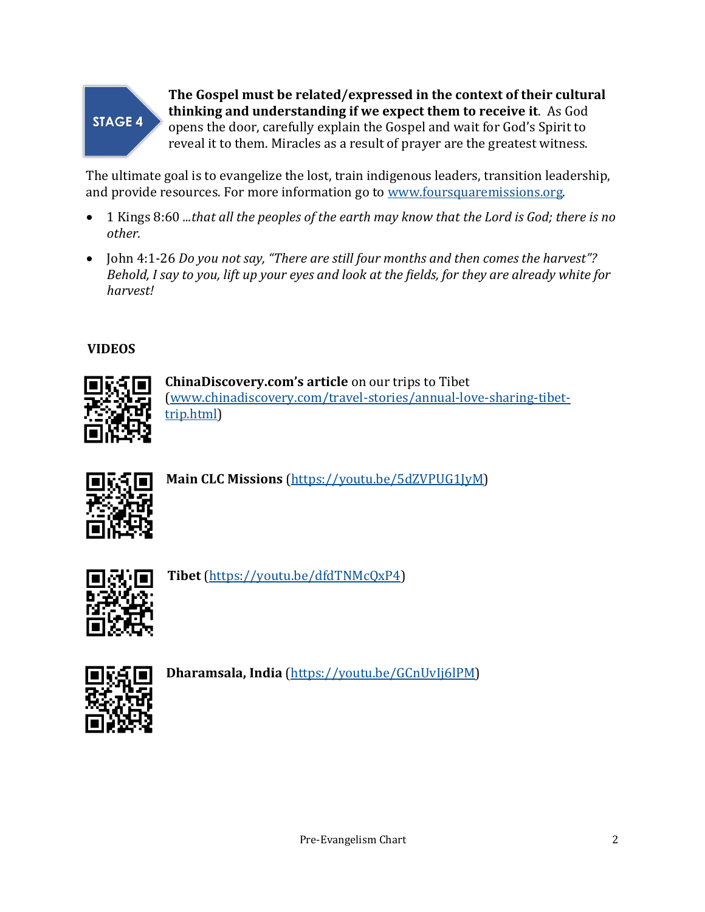**STAGE 4**

**The Gospel must be related/expressed in the context of their cultural thinking and understanding if we expect them to receive it.** As God opens the door, carefully explain the Gospel and wait for God's Spirit to reveal it to them. Miracles as a result of prayer are the greatest witness.

The ultimate goal is to evangelize the lost, train indigenous leaders, transition leadership, and provide resources. For more information go to www.foursquaremissions.org.

- 1 Kings 8:60 *...that all the peoples of the earth may know that the Lord is God; there is no other.*
- John 4:1-26 *Do you not say, "There are still four months and then comes the harvest"? Behold, I say to you, lift up your eyes and look at the fields, for they are already white for harvest!*

## VIDEOS

**ChinaDiscovery.com's article** on our trips to Tibet (www.chinadiscovery.com/travel-stories/annual-love-sharing-tibet-trip.html)

**Main CLC Missions** (https://youtu.be/5dZVPUG1JyM)

**Tibet** (https://youtu.be/dfdTNMcQxP4)

**Dharamsala, India** (https://youtu.be/GCnUvIj6lPM)